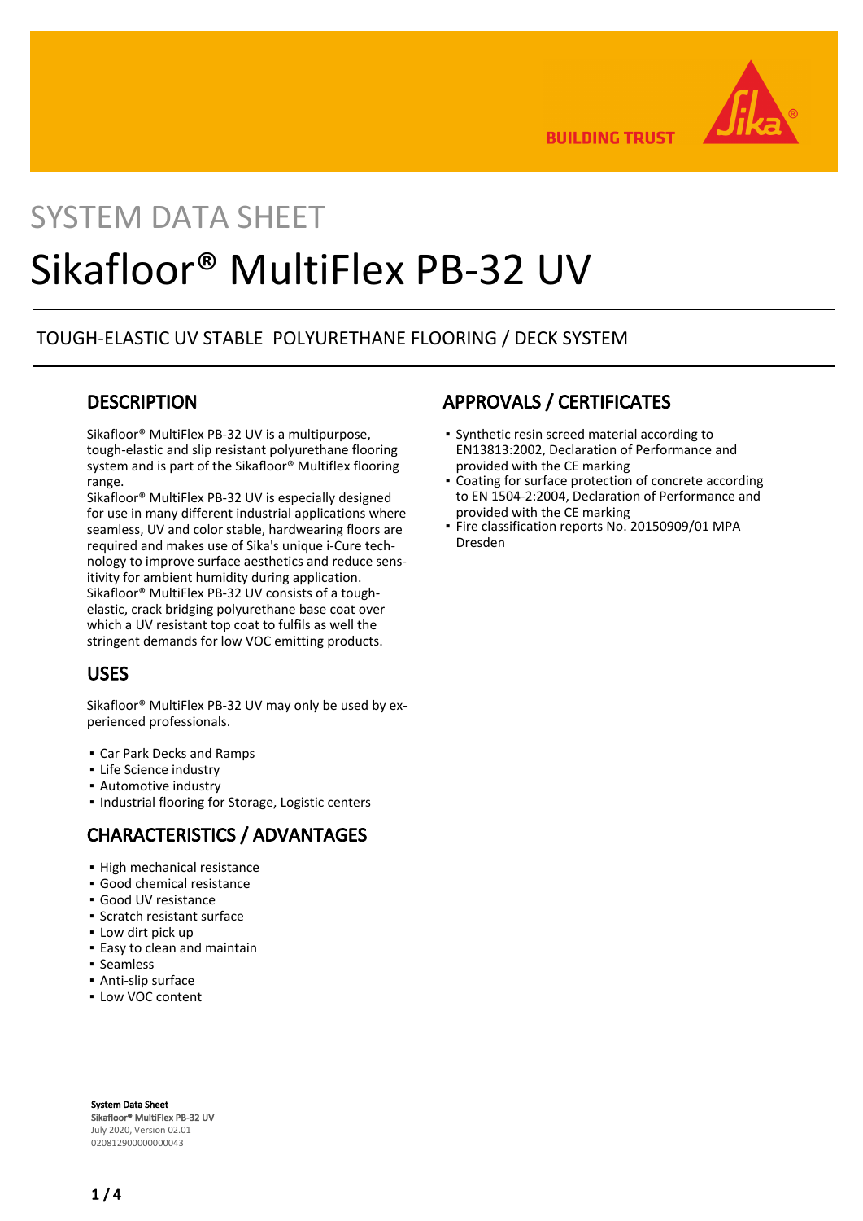BUILDING TRUST

SYSTEM DATA SHEET

# Sikafloor® MultiFlex PB-32 UV

TOUGH-ELASTIC UV STABLE POLYURETHANE FLOORING / DECK SYSTEM

## DESCRIPTION

Sikafloor® MultiFlex PB-32 UV is a multipurpose, tough-elastic and slip resistant polyurethane flooring system and is part of the Sikafloor® Multiflex flooring range.
Sikafloor® MultiFlex PB-32 UV is especially designed for use in many different industrial applications where seamless, UV and color stable, hardwearing floors are required and makes use of Sika's unique i-Cure technology to improve surface aesthetics and reduce sensitivity for ambient humidity during application.
Sikafloor® MultiFlex PB-32 UV consists of a tough-elastic, crack bridging polyurethane base coat over which a UV resistant top coat to fulfils as well the stringent demands for low VOC emitting products.

## USES

Sikafloor® MultiFlex PB-32 UV may only be used by experienced professionals.

- Car Park Decks and Ramps
- Life Science industry
- Automotive industry
- Industrial flooring for Storage, Logistic centers

## CHARACTERISTICS / ADVANTAGES

- High mechanical resistance
- Good chemical resistance
- Good UV resistance
- Scratch resistant surface
- Low dirt pick up
- Easy to clean and maintain
- Seamless
- Anti-slip surface
- Low VOC content

## APPROVALS / CERTIFICATES

- Synthetic resin screed material according to EN13813:2002, Declaration of Performance and provided with the CE marking
- Coating for surface protection of concrete according to EN 1504-2:2004, Declaration of Performance and provided with the CE marking
- Fire classification reports No. 20150909/01 MPA Dresden

**System Data Sheet**
**Sikafloor® MultiFlex PB-32 UV**
July 2020, Version 02.01
020812900000000043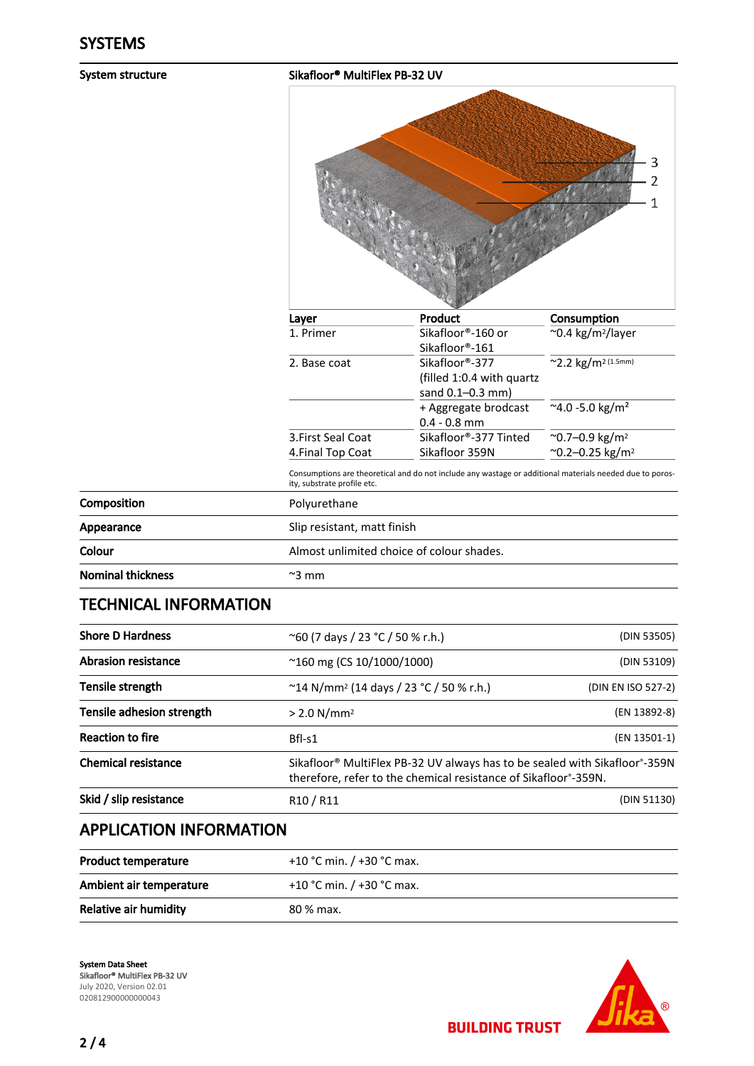## SYSTEMS

**System structure**

**Sikafloor® MultiFlex PB-32 UV**

| Layer | Product | Consumption |
|---|---|---|
| 1. Primer | Sikafloor®-160 or Sikafloor®-161 | ~0.4 kg/m²/layer |
| 2. Base coat | Sikafloor®-377 (filled 1:0.4 with quartz sand 0.1–0.3 mm) | ~2.2 kg/m² (1.5mm) |
| | + Aggregate brodcast 0.4 - 0.8 mm | ~4.0 -5.0 kg/m² |
| 3.First Seal Coat | Sikafloor®-377 Tinted | ~0.7–0.9 kg/m² |
| 4.Final Top Coat | Sikafloor 359N | ~0.2–0.25 kg/m² |

Consumptions are theoretical and do not include any wastage or additional materials needed due to porosity, substrate profile etc.

| | |
|---|---|
| **Composition** | Polyurethane |
| **Appearance** | Slip resistant, matt finish |
| **Colour** | Almost unlimited choice of colour shades. |
| **Nominal thickness** | ~3 mm |

## TECHNICAL INFORMATION

| | | |
|---|---|---|
| **Shore D Hardness** | ~60 (7 days / 23 °C / 50 % r.h.) | (DIN 53505) |
| **Abrasion resistance** | ~160 mg (CS 10/1000/1000) | (DIN 53109) |
| **Tensile strength** | ~14 N/mm² (14 days / 23 °C / 50 % r.h.) | (DIN EN ISO 527-2) |
| **Tensile adhesion strength** | > 2.0 N/mm² | (EN 13892-8) |
| **Reaction to fire** | Bfl-s1 | (EN 13501-1) |
| **Chemical resistance** | Sikafloor® MultiFlex PB-32 UV always has to be sealed with Sikafloor®-359N therefore, refer to the chemical resistance of Sikafloor®-359N. | |
| **Skid / slip resistance** | R10 / R11 | (DIN 51130) |

## APPLICATION INFORMATION

| | |
|---|---|
| **Product temperature** | +10 °C min. / +30 °C max. |
| **Ambient air temperature** | +10 °C min. / +30 °C max. |
| **Relative air humidity** | 80 % max. |

**System Data Sheet**
**Sikafloor® MultiFlex PB-32 UV**
July 2020, Version 02.01
020812900000000043

BUILDING TRUST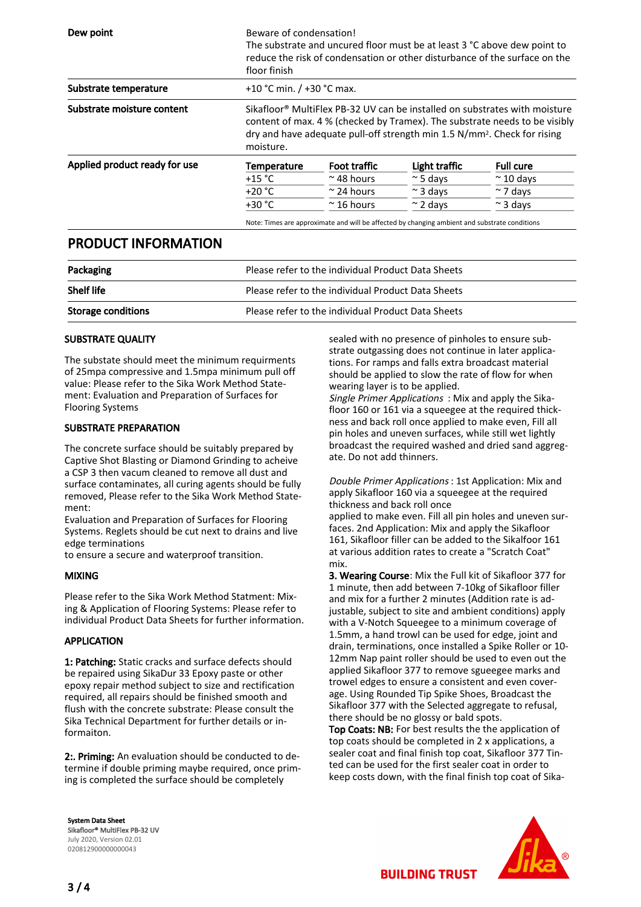| | |
|---|---|
| **Dew point** | Beware of condensation! The substrate and uncured floor must be at least 3 °C above dew point to reduce the risk of condensation or other disturbance of the surface on the floor finish |
| **Substrate temperature** | +10 °C min. / +30 °C max. |
| **Substrate moisture content** | Sikafloor® MultiFlex PB-32 UV can be installed on substrates with moisture content of max. 4 % (checked by Tramex). The substrate needs to be visibly dry and have adequate pull-off strength min 1.5 N/mm². Check for rising moisture. |

**Applied product ready for use**

| Temperature | Foot traffic | Light traffic | Full cure |
|---|---|---|---|
| +15 °C | ~ 48 hours | ~ 5 days | ~ 10 days |
| +20 °C | ~ 24 hours | ~ 3 days | ~ 7 days |
| +30 °C | ~ 16 hours | ~ 2 days | ~ 3 days |

Note: Times are approximate and will be affected by changing ambient and substrate conditions

## PRODUCT INFORMATION

| | |
|---|---|
| **Packaging** | Please refer to the individual Product Data Sheets |
| **Shelf life** | Please refer to the individual Product Data Sheets |
| **Storage conditions** | Please refer to the individual Product Data Sheets |

### SUBSTRATE QUALITY

The substate should meet the minimum requirments of 25mpa compressive and 1.5mpa minimum pull off value: Please refer to the Sika Work Method Statement: Evaluation and Preparation of Surfaces for Flooring Systems

### SUBSTRATE PREPARATION

The concrete surface should be suitably prepared by Captive Shot Blasting or Diamond Grinding to acheive a CSP 3 then vacum cleaned to remove all dust and surface contaminates, all curing agents should be fully removed, Please refer to the Sika Work Method Statement:
Evaluation and Preparation of Surfaces for Flooring Systems. Reglets should be cut next to drains and live edge terminations
to ensure a secure and waterproof transition.

### MIXING

Please refer to the Sika Work Method Statment: Mixing & Application of Flooring Systems: Please refer to individual Product Data Sheets for further information.

### APPLICATION

**1: Patching:** Static cracks and surface defects should be repaired using SikaDur 33 Epoxy paste or other epoxy repair method subject to size and rectification required, all repairs should be finished smooth and flush with the concrete substrate: Please consult the Sika Technical Department for further details or informaiton.

**2:. Priming:** An evaluation should be conducted to determine if double priming maybe required, once priming is completed the surface should be completely sealed with no presence of pinholes to ensure substrate outgassing does not continue in later applications. For ramps and falls extra broadcast material should be applied to slow the rate of flow for when wearing layer is to be applied.
*Single Primer Applications* : Mix and apply the Sikafloor 160 or 161 via a squeegee at the required thickness and back roll once applied to make even, Fill all pin holes and uneven surfaces, while still wet lightly broadcast the required washed and dried sand aggregate. Do not add thinners.

*Double Primer Applications* : 1st Application: Mix and apply Sikafloor 160 via a squeegee at the required thickness and back roll once
applied to make even. Fill all pin holes and uneven surfaces. 2nd Application: Mix and apply the Sikafloor 161, Sikafloor filler can be added to the Sikalfoor 161 at various addition rates to create a "Scratch Coat" mix.
**3. Wearing Course**: Mix the Full kit of Sikafloor 377 for 1 minute, then add between 7-10kg of Sikafloor filler and mix for a further 2 minutes (Addition rate is adjustable, subject to site and ambient conditions) apply with a V-Notch Squeegee to a minimum coverage of 1.5mm, a hand trowl can be used for edge, joint and drain, terminations, once installed a Spike Roller or 10-12mm Nap paint roller should be used to even out the applied Sikafloor 377 to remove sgueegee marks and trowel edges to ensure a consistent and even coverage. Using Rounded Tip Spike Shoes, Broadcast the Sikafloor 377 with the Selected aggregate to refusal, there should be no glossy or bald spots.
**Top Coats: NB:** For best results the application of top coats should be completed in 2 x applications, a sealer coat and final finish top coat, Sikafloor 377 Tinted can be used for the first sealer coat in order to keep costs down, with the final finish top coat of Sika-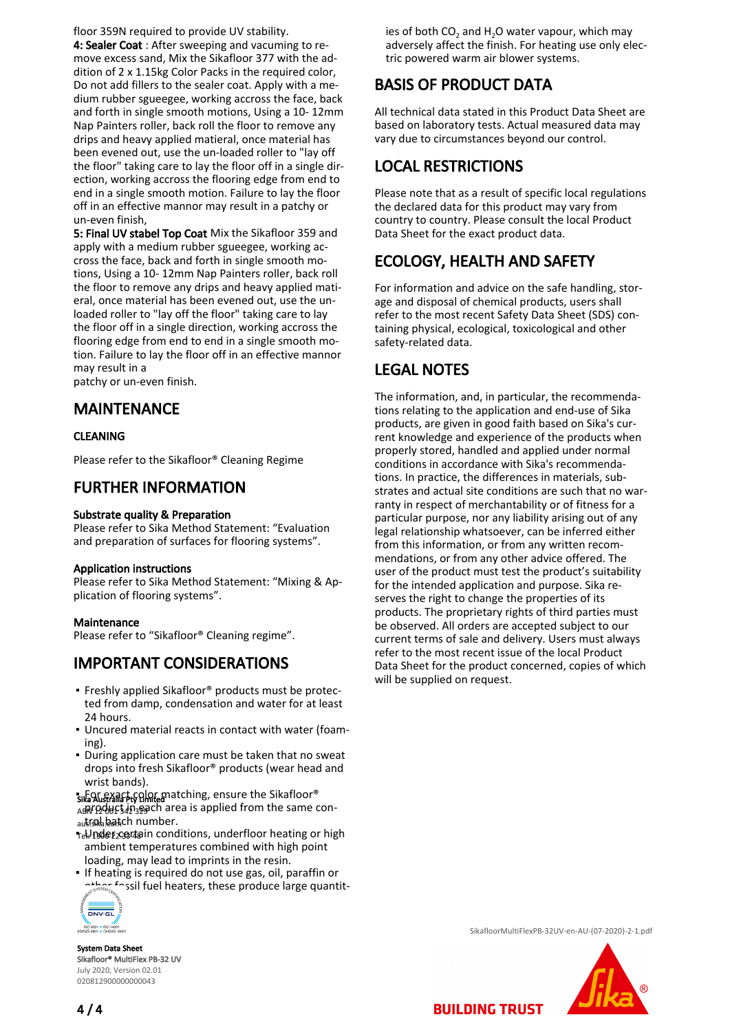floor 359N required to provide UV stability.

**4: Sealer Coat** : After sweeping and vacuming to remove excess sand, Mix the Sikafloor 377 with the addition of 2 x 1.15kg Color Packs in the required color, Do not add fillers to the sealer coat. Apply with a medium rubber sgueegee, working accross the face, back and forth in single smooth motions, Using a 10- 12mm Nap Painters roller, back roll the floor to remove any drips and heavy applied matieral, once material has been evened out, use the un-loaded roller to "lay off the floor" taking care to lay the floor off in a single direction, working accross the flooring edge from end to end in a single smooth motion. Failure to lay the floor off in an effective mannor may result in a patchy or un-even finish,

**5: Final UV stabel Top Coat** Mix the Sikafloor 359 and apply with a medium rubber sgueegee, working accross the face, back and forth in single smooth motions, Using a 10- 12mm Nap Painters roller, back roll the floor to remove any drips and heavy applied matieral, once material has been evened out, use the unloaded roller to "lay off the floor" taking care to lay the floor off in a single direction, working accross the flooring edge from end to end in a single smooth motion. Failure to lay the floor off in an effective mannor may result in a
patchy or un-even finish.

## MAINTENANCE

### CLEANING

Please refer to the Sikafloor® Cleaning Regime

## FURTHER INFORMATION

**Substrate quality & Preparation**
Please refer to Sika Method Statement: "Evaluation and preparation of surfaces for flooring systems".

**Application instructions**
Please refer to Sika Method Statement: "Mixing & Application of flooring systems".

**Maintenance**
Please refer to "Sikafloor® Cleaning regime".

## IMPORTANT CONSIDERATIONS

- Freshly applied Sikafloor® products must be protected from damp, condensation and water for at least 24 hours.
- Uncured material reacts in contact with water (foaming).
- During application care must be taken that no sweat drops into fresh Sikafloor® products (wear head and wrist bands).
- For exact color matching, ensure the Sikafloor® product in each area is applied from the same control batch number.
- Under certain conditions, underfloor heating or high ambient temperatures combined with high point loading, may lead to imprints in the resin.
- If heating is required do not use gas, oil, paraffin or other fossil fuel heaters, these produce large quantities of both $CO_2$ and $H_2O$ water vapour, which may adversely affect the finish. For heating use only electric powered warm air blower systems.

## BASIS OF PRODUCT DATA

All technical data stated in this Product Data Sheet are based on laboratory tests. Actual measured data may vary due to circumstances beyond our control.

## LOCAL RESTRICTIONS

Please note that as a result of specific local regulations the declared data for this product may vary from country to country. Please consult the local Product Data Sheet for the exact product data.

## ECOLOGY, HEALTH AND SAFETY

For information and advice on the safe handling, storage and disposal of chemical products, users shall refer to the most recent Safety Data Sheet (SDS) containing physical, ecological, toxicological and other safety-related data.

## LEGAL NOTES

The information, and, in particular, the recommendations relating to the application and end-use of Sika products, are given in good faith based on Sika's current knowledge and experience of the products when properly stored, handled and applied under normal conditions in accordance with Sika's recommendations. In practice, the differences in materials, substrates and actual site conditions are such that no warranty in respect of merchantability or of fitness for a particular purpose, nor any liability arising out of any legal relationship whatsoever, can be inferred either from this information, or from any written recommendations, or from any other advice offered. The user of the product must test the product's suitability for the intended application and purpose. Sika reserves the right to change the properties of its products. The proprietary rights of third parties must be observed. All orders are accepted subject to our current terms of sale and delivery. Users must always refer to the most recent issue of the local Product Data Sheet for the product concerned, copies of which will be supplied on request.

**Sika Australia Pty Limited**
ABN 12 001 342 329
aus.sika.com
Tel: 1300 22 33 48

SikafloorMultiFlexPB-32UV-en-AU-(07-2020)-2-1.pdf

**System Data Sheet**
**Sikafloor® MultiFlex PB-32 UV**
July 2020, Version 02.01
020812900000000043

**BUILDING TRUST**